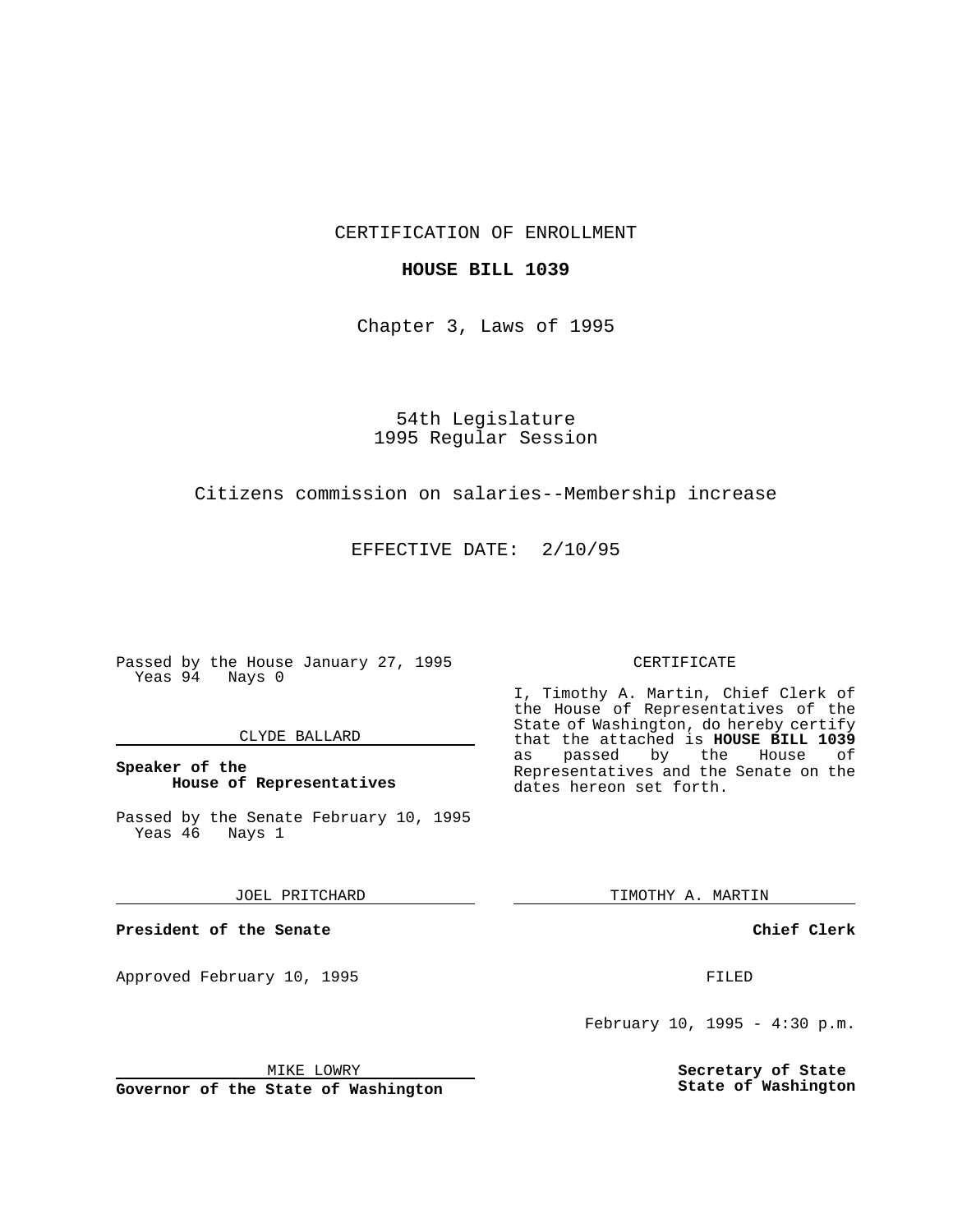CERTIFICATION OF ENROLLMENT

**HOUSE BILL 1039**

Chapter 3, Laws of 1995

54th Legislature
1995 Regular Session

Citizens commission on salaries--Membership increase

EFFECTIVE DATE: 2/10/95

Passed by the House January 27, 1995
Yeas 94 Nays 0

CLYDE BALLARD

**Speaker of the House of Representatives**

Passed by the Senate February 10, 1995
Yeas 46 Nays 1

JOEL PRITCHARD

**President of the Senate**

Approved February 10, 1995

MIKE LOWRY

**Governor of the State of Washington**

CERTIFICATE

I, Timothy A. Martin, Chief Clerk of the House of Representatives of the State of Washington, do hereby certify that the attached is **HOUSE BILL 1039** as passed by the House of Representatives and the Senate on the dates hereon set forth.

TIMOTHY A. MARTIN

**Chief Clerk**

FILED

February 10, 1995 - 4:30 p.m.

**Secretary of State**
**State of Washington**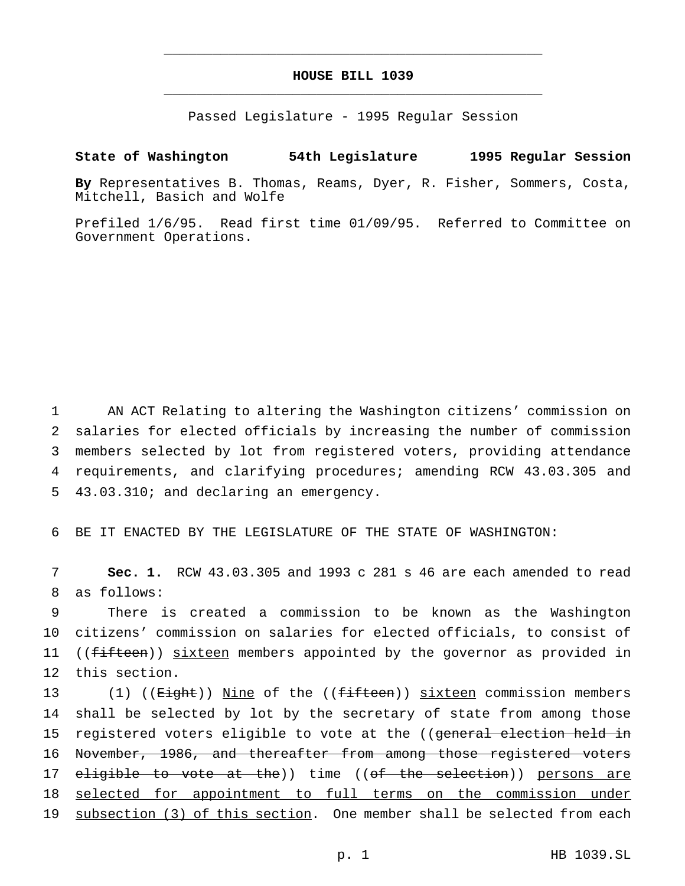# HOUSE BILL 1039

Passed Legislature - 1995 Regular Session

**State of Washington 54th Legislature 1995 Regular Session**

**By** Representatives B. Thomas, Reams, Dyer, R. Fisher, Sommers, Costa, Mitchell, Basich and Wolfe

Prefiled 1/6/95. Read first time 01/09/95. Referred to Committee on Government Operations.

AN ACT Relating to altering the Washington citizens' commission on salaries for elected officials by increasing the number of commission members selected by lot from registered voters, providing attendance requirements, and clarifying procedures; amending RCW 43.03.305 and 43.03.310; and declaring an emergency.

BE IT ENACTED BY THE LEGISLATURE OF THE STATE OF WASHINGTON:

**Sec. 1.** RCW 43.03.305 and 1993 c 281 s 46 are each amended to read as follows:

There is created a commission to be known as the Washington citizens' commission on salaries for elected officials, to consist of ((~~fifteen~~)) <u>sixteen</u> members appointed by the governor as provided in this section.

(1) ((~~Eight~~)) <u>Nine</u> of the ((~~fifteen~~)) <u>sixteen</u> commission members shall be selected by lot by the secretary of state from among those registered voters eligible to vote at the ((~~general election held in November, 1986, and thereafter from among those registered voters eligible to vote at the~~)) time ((~~of the selection~~)) <u>persons are selected for appointment to full terms on the commission under subsection (3) of this section</u>. One member shall be selected from each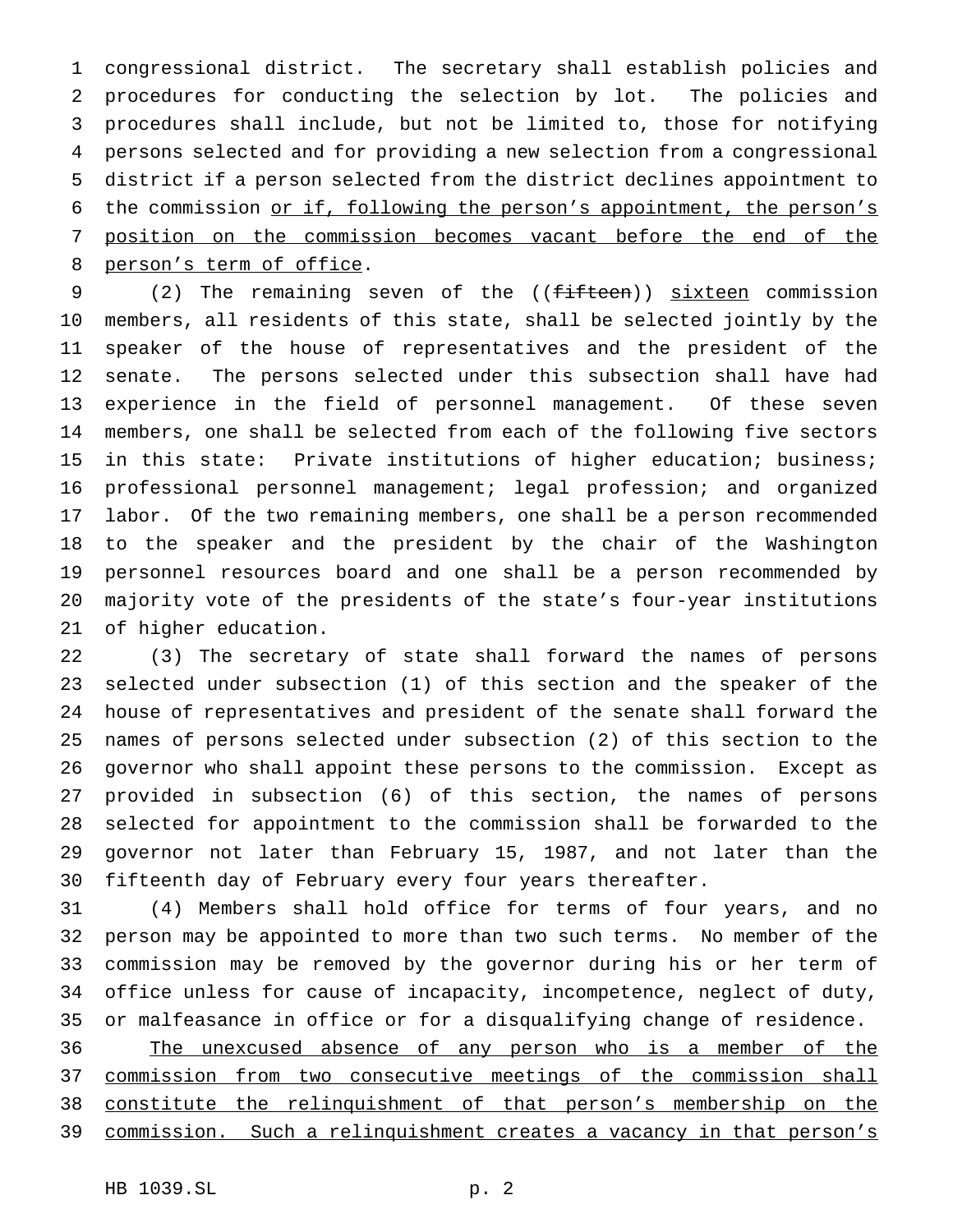congressional district. The secretary shall establish policies and procedures for conducting the selection by lot. The policies and procedures shall include, but not be limited to, those for notifying persons selected and for providing a new selection from a congressional district if a person selected from the district declines appointment to the commission <u>or if, following the person's appointment, the person's position on the commission becomes vacant before the end of the person's term of office</u>.

(2) The remaining seven of the ((~~fifteen~~)) <u>sixteen</u> commission members, all residents of this state, shall be selected jointly by the speaker of the house of representatives and the president of the senate. The persons selected under this subsection shall have had experience in the field of personnel management. Of these seven members, one shall be selected from each of the following five sectors in this state: Private institutions of higher education; business; professional personnel management; legal profession; and organized labor. Of the two remaining members, one shall be a person recommended to the speaker and the president by the chair of the Washington personnel resources board and one shall be a person recommended by majority vote of the presidents of the state's four-year institutions of higher education.

(3) The secretary of state shall forward the names of persons selected under subsection (1) of this section and the speaker of the house of representatives and president of the senate shall forward the names of persons selected under subsection (2) of this section to the governor who shall appoint these persons to the commission. Except as provided in subsection (6) of this section, the names of persons selected for appointment to the commission shall be forwarded to the governor not later than February 15, 1987, and not later than the fifteenth day of February every four years thereafter.

(4) Members shall hold office for terms of four years, and no person may be appointed to more than two such terms. No member of the commission may be removed by the governor during his or her term of office unless for cause of incapacity, incompetence, neglect of duty, or malfeasance in office or for a disqualifying change of residence. <u>The unexcused absence of any person who is a member of the commission from two consecutive meetings of the commission shall constitute the relinquishment of that person's membership on the commission. Such a relinquishment creates a vacancy in that person's</u>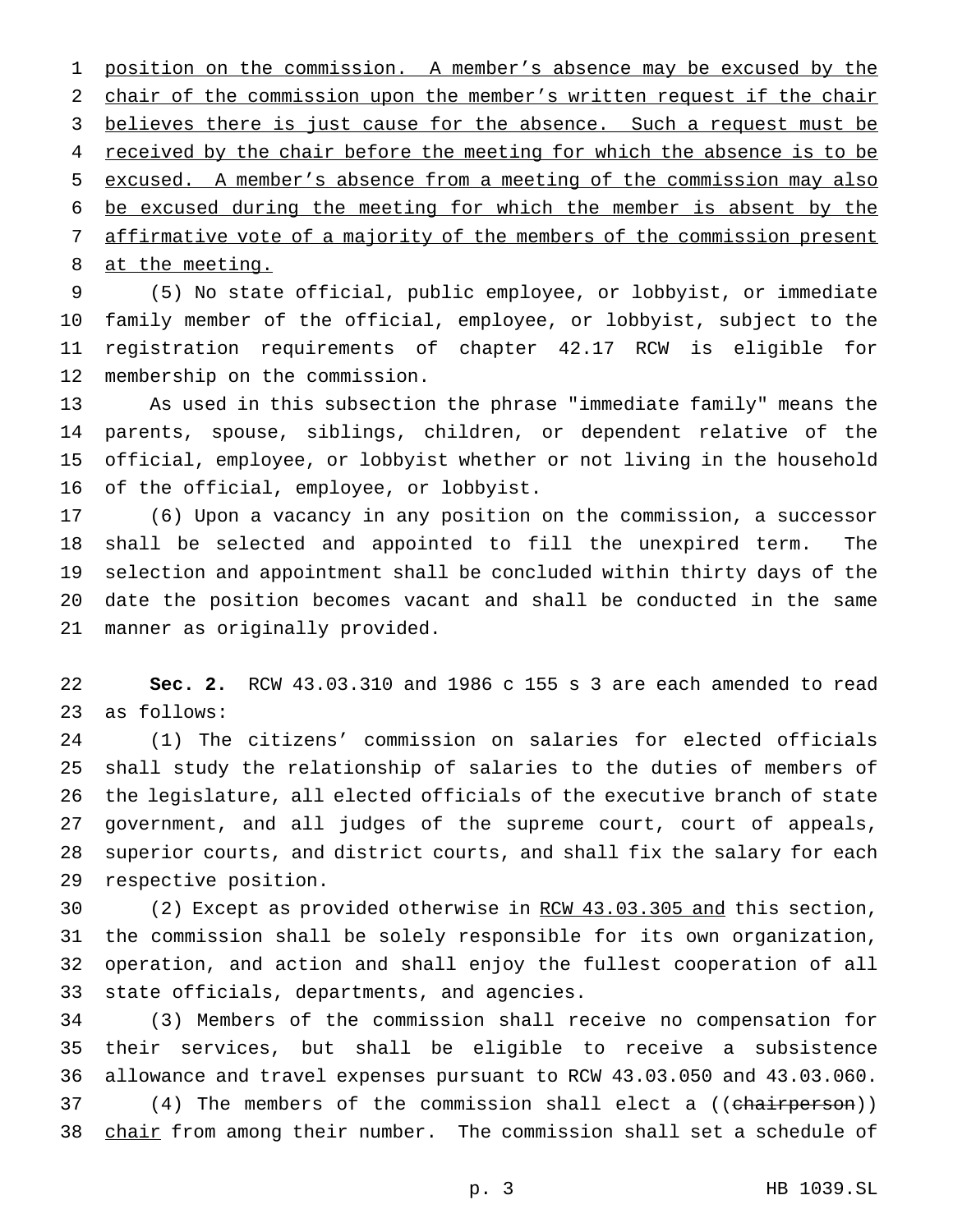position on the commission. A member's absence may be excused by the chair of the commission upon the member's written request if the chair believes there is just cause for the absence. Such a request must be received by the chair before the meeting for which the absence is to be excused. A member's absence from a meeting of the commission may also be excused during the meeting for which the member is absent by the affirmative vote of a majority of the members of the commission present at the meeting.

(5) No state official, public employee, or lobbyist, or immediate family member of the official, employee, or lobbyist, subject to the registration requirements of chapter 42.17 RCW is eligible for membership on the commission.

As used in this subsection the phrase "immediate family" means the parents, spouse, siblings, children, or dependent relative of the official, employee, or lobbyist whether or not living in the household of the official, employee, or lobbyist.

(6) Upon a vacancy in any position on the commission, a successor shall be selected and appointed to fill the unexpired term. The selection and appointment shall be concluded within thirty days of the date the position becomes vacant and shall be conducted in the same manner as originally provided.

**Sec. 2.** RCW 43.03.310 and 1986 c 155 s 3 are each amended to read as follows:

(1) The citizens' commission on salaries for elected officials shall study the relationship of salaries to the duties of members of the legislature, all elected officials of the executive branch of state government, and all judges of the supreme court, court of appeals, superior courts, and district courts, and shall fix the salary for each respective position.

(2) Except as provided otherwise in RCW 43.03.305 and this section, the commission shall be solely responsible for its own organization, operation, and action and shall enjoy the fullest cooperation of all state officials, departments, and agencies.

(3) Members of the commission shall receive no compensation for their services, but shall be eligible to receive a subsistence allowance and travel expenses pursuant to RCW 43.03.050 and 43.03.060.

(4) The members of the commission shall elect a ((~~chairperson~~)) chair from among their number. The commission shall set a schedule of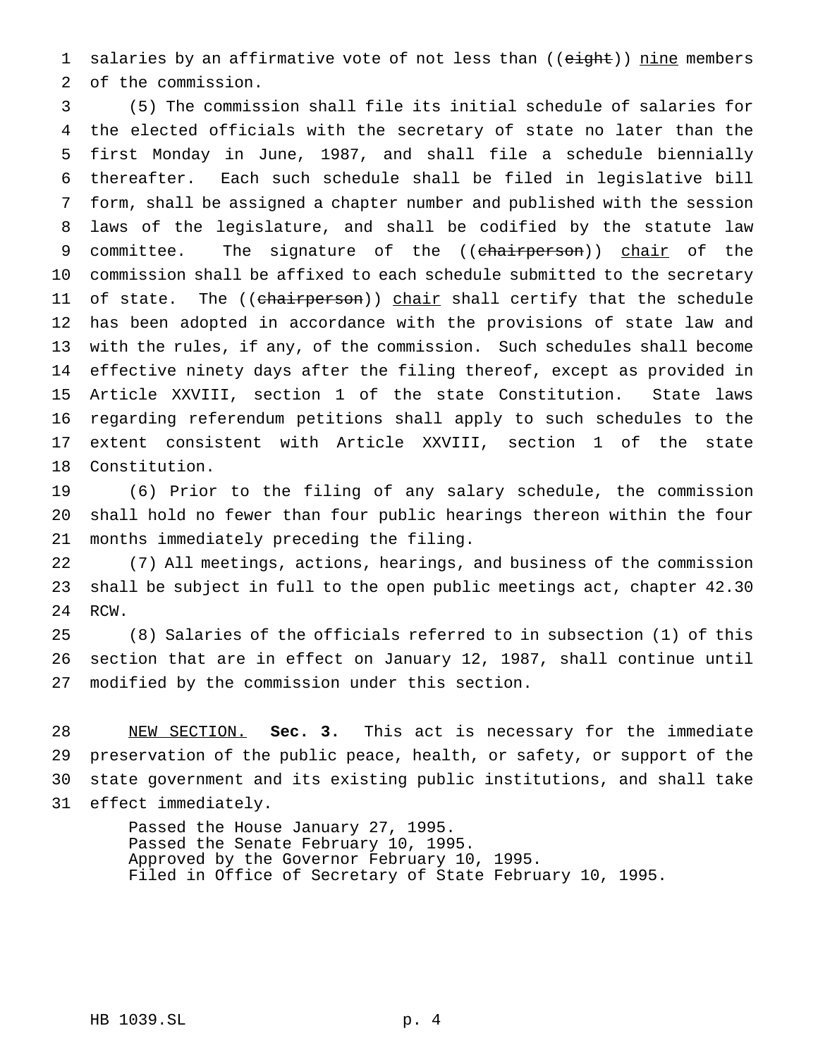salaries by an affirmative vote of not less than ((~~eight~~)) nine members of the commission.

(5) The commission shall file its initial schedule of salaries for the elected officials with the secretary of state no later than the first Monday in June, 1987, and shall file a schedule biennially thereafter. Each such schedule shall be filed in legislative bill form, shall be assigned a chapter number and published with the session laws of the legislature, and shall be codified by the statute law committee. The signature of the ((~~chairperson~~)) chair of the commission shall be affixed to each schedule submitted to the secretary of state. The ((~~chairperson~~)) chair shall certify that the schedule has been adopted in accordance with the provisions of state law and with the rules, if any, of the commission. Such schedules shall become effective ninety days after the filing thereof, except as provided in Article XXVIII, section 1 of the state Constitution. State laws regarding referendum petitions shall apply to such schedules to the extent consistent with Article XXVIII, section 1 of the state Constitution.

(6) Prior to the filing of any salary schedule, the commission shall hold no fewer than four public hearings thereon within the four months immediately preceding the filing.

(7) All meetings, actions, hearings, and business of the commission shall be subject in full to the open public meetings act, chapter 42.30 RCW.

(8) Salaries of the officials referred to in subsection (1) of this section that are in effect on January 12, 1987, shall continue until modified by the commission under this section.

NEW SECTION. **Sec. 3.** This act is necessary for the immediate preservation of the public peace, health, or safety, or support of the state government and its existing public institutions, and shall take effect immediately.

Passed the House January 27, 1995.
Passed the Senate February 10, 1995.
Approved by the Governor February 10, 1995.
Filed in Office of Secretary of State February 10, 1995.